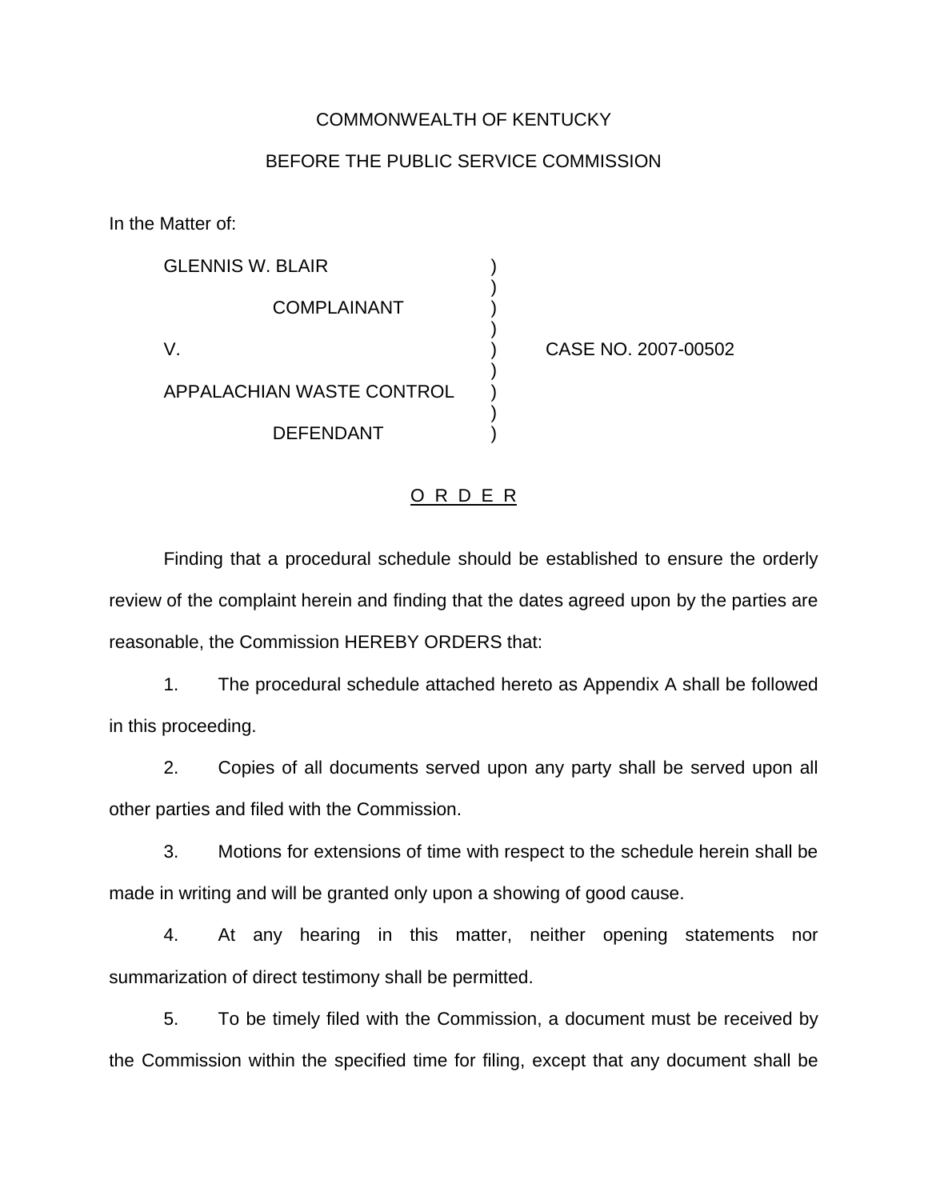COMMONWEALTH OF KENTUCKY

BEFORE THE PUBLIC SERVICE COMMISSION

In the Matter of:

GLENNIS W. BLAIR )
 )
COMPLAINANT )
 )
V. ) CASE NO. 2007-00502
 )
APPALACHIAN WASTE CONTROL )
 )
DEFENDANT )

## O R D E R

Finding that a procedural schedule should be established to ensure the orderly review of the complaint herein and finding that the dates agreed upon by the parties are reasonable, the Commission HEREBY ORDERS that:

1. The procedural schedule attached hereto as Appendix A shall be followed in this proceeding.

2. Copies of all documents served upon any party shall be served upon all other parties and filed with the Commission.

3. Motions for extensions of time with respect to the schedule herein shall be made in writing and will be granted only upon a showing of good cause.

4. At any hearing in this matter, neither opening statements nor summarization of direct testimony shall be permitted.

5. To be timely filed with the Commission, a document must be received by the Commission within the specified time for filing, except that any document shall be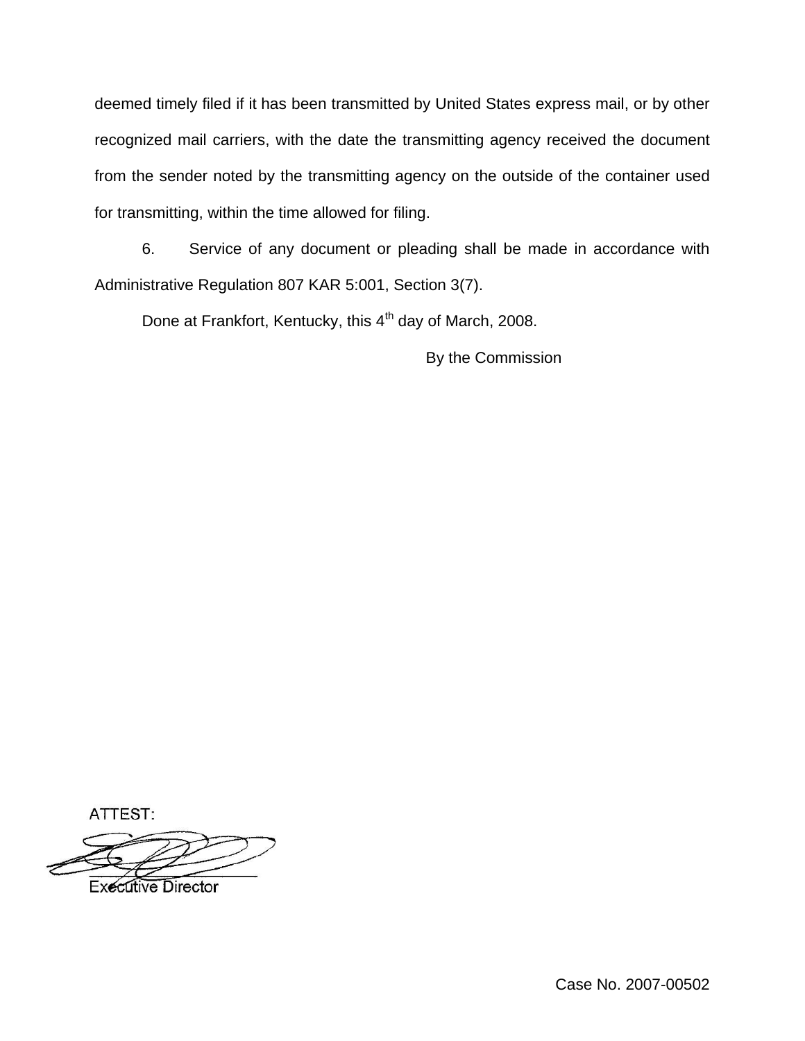deemed timely filed if it has been transmitted by United States express mail, or by other recognized mail carriers, with the date the transmitting agency received the document from the sender noted by the transmitting agency on the outside of the container used for transmitting, within the time allowed for filing.

6. Service of any document or pleading shall be made in accordance with Administrative Regulation 807 KAR 5:001, Section 3(7).

Done at Frankfort, Kentucky, this 4th day of March, 2008.

By the Commission

ATTEST:

Executive Director

Case No. 2007-00502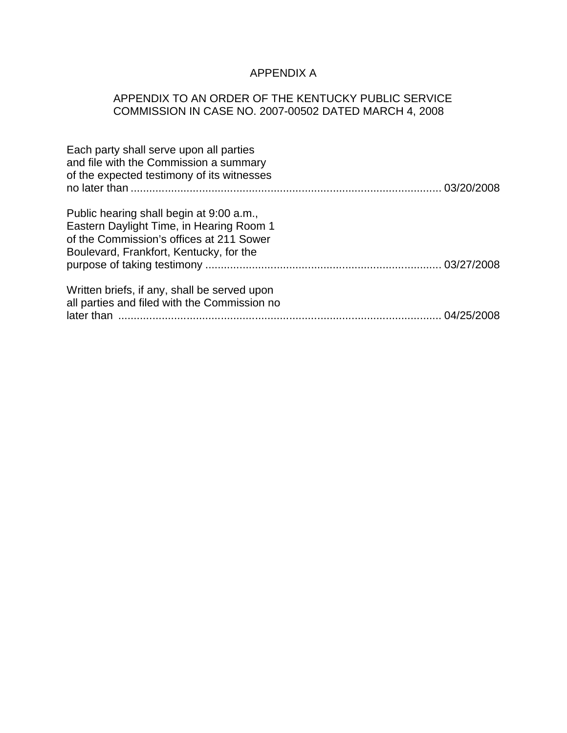# APPENDIX A

## APPENDIX TO AN ORDER OF THE KENTUCKY PUBLIC SERVICE COMMISSION IN CASE NO. 2007-00502 DATED MARCH 4, 2008

Each party shall serve upon all parties and file with the Commission a summary of the expected testimony of its witnesses no later than ........................................................................................................ 03/20/2008

Public hearing shall begin at 9:00 a.m., Eastern Daylight Time, in Hearing Room 1 of the Commission's offices at 211 Sower Boulevard, Frankfort, Kentucky, for the purpose of taking testimony ........................................................................... 03/27/2008

Written briefs, if any, shall be served upon all parties and filed with the Commission no later than ........................................................................................................ 04/25/2008